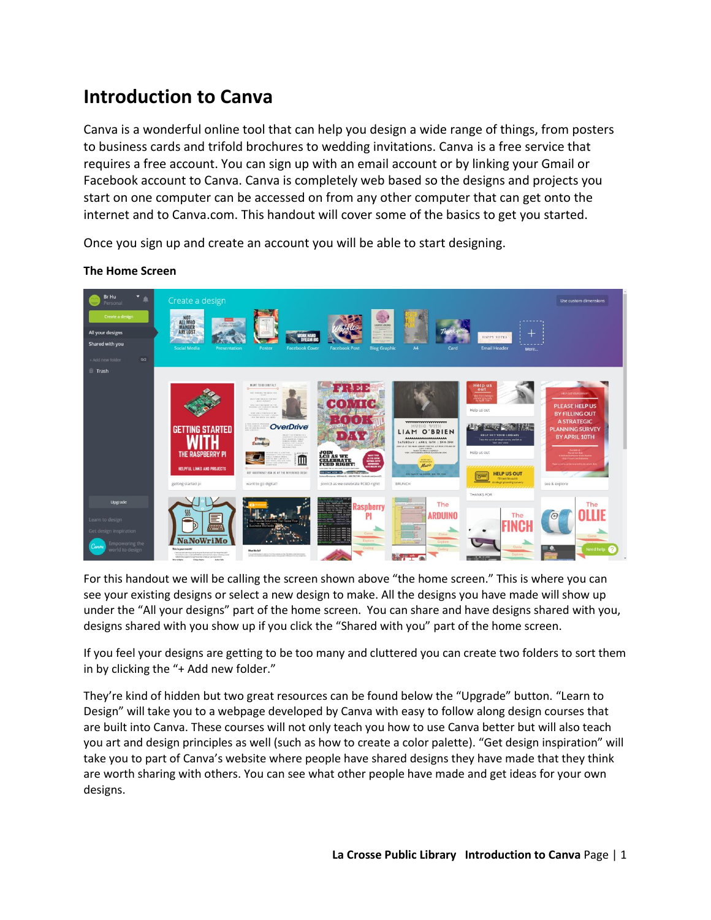# Introduction to Canva

Canva is a wonderful online tool that can help you design a wide range of things, from posters to business cards and trifold brochures to wedding invitations. Canva is a free service that requires a free account. You can sign up with an email account or by linking your Gmail or Facebook account to Canva. Canva is completely web based so the designs and projects you start on one computer can be accessed on from any other computer that can get onto the internet and to Canva.com. This handout will cover some of the basics to get you started.

Once you sign up and create an account you will be able to start designing.

**The Home Screen**

For this handout we will be calling the screen shown above "the home screen." This is where you can see your existing designs or select a new design to make. All the designs you have made will show up under the "All your designs" part of the home screen. You can share and have designs shared with you, designs shared with you show up if you click the "Shared with you" part of the home screen.

If you feel your designs are getting to be too many and cluttered you can create two folders to sort them in by clicking the "+ Add new folder."

They're kind of hidden but two great resources can be found below the "Upgrade" button. "Learn to Design" will take you to a webpage developed by Canva with easy to follow along design courses that are built into Canva. These courses will not only teach you how to use Canva better but will also teach you art and design principles as well (such as how to create a color palette). "Get design inspiration" will take you to part of Canva's website where people have shared designs they have made that they think are worth sharing with others. You can see what other people have made and get ideas for your own designs.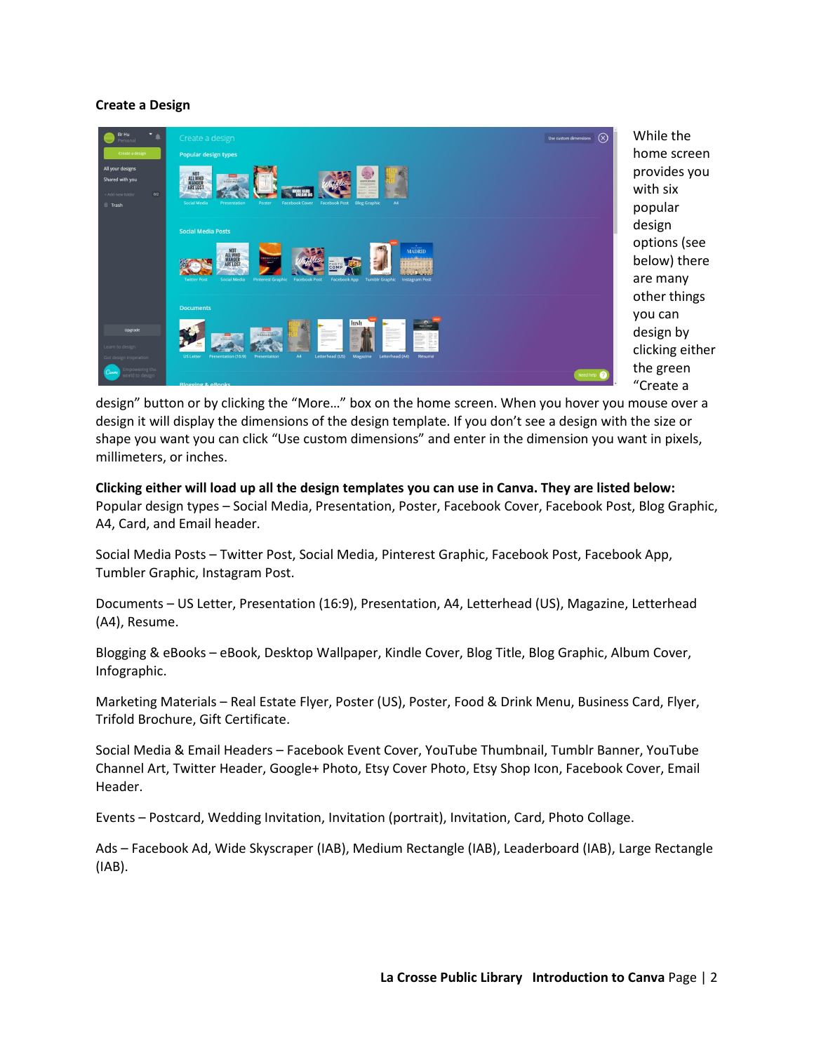**Create a Design**

While the home screen provides you with six popular design options (see below) there are many other things you can design by clicking either the green "Create a design" button or by clicking the "More…" box on the home screen. When you hover you mouse over a design it will display the dimensions of the design template. If you don't see a design with the size or shape you want you can click "Use custom dimensions" and enter in the dimension you want in pixels, millimeters, or inches.

**Clicking either will load up all the design templates you can use in Canva. They are listed below:**
Popular design types – Social Media, Presentation, Poster, Facebook Cover, Facebook Post, Blog Graphic, A4, Card, and Email header.

Social Media Posts – Twitter Post, Social Media, Pinterest Graphic, Facebook Post, Facebook App, Tumbler Graphic, Instagram Post.

Documents – US Letter, Presentation (16:9), Presentation, A4, Letterhead (US), Magazine, Letterhead (A4), Resume.

Blogging & eBooks – eBook, Desktop Wallpaper, Kindle Cover, Blog Title, Blog Graphic, Album Cover, Infographic.

Marketing Materials – Real Estate Flyer, Poster (US), Poster, Food & Drink Menu, Business Card, Flyer, Trifold Brochure, Gift Certificate.

Social Media & Email Headers – Facebook Event Cover, YouTube Thumbnail, Tumblr Banner, YouTube Channel Art, Twitter Header, Google+ Photo, Etsy Cover Photo, Etsy Shop Icon, Facebook Cover, Email Header.

Events – Postcard, Wedding Invitation, Invitation (portrait), Invitation, Card, Photo Collage.

Ads – Facebook Ad, Wide Skyscraper (IAB), Medium Rectangle (IAB), Leaderboard (IAB), Large Rectangle (IAB).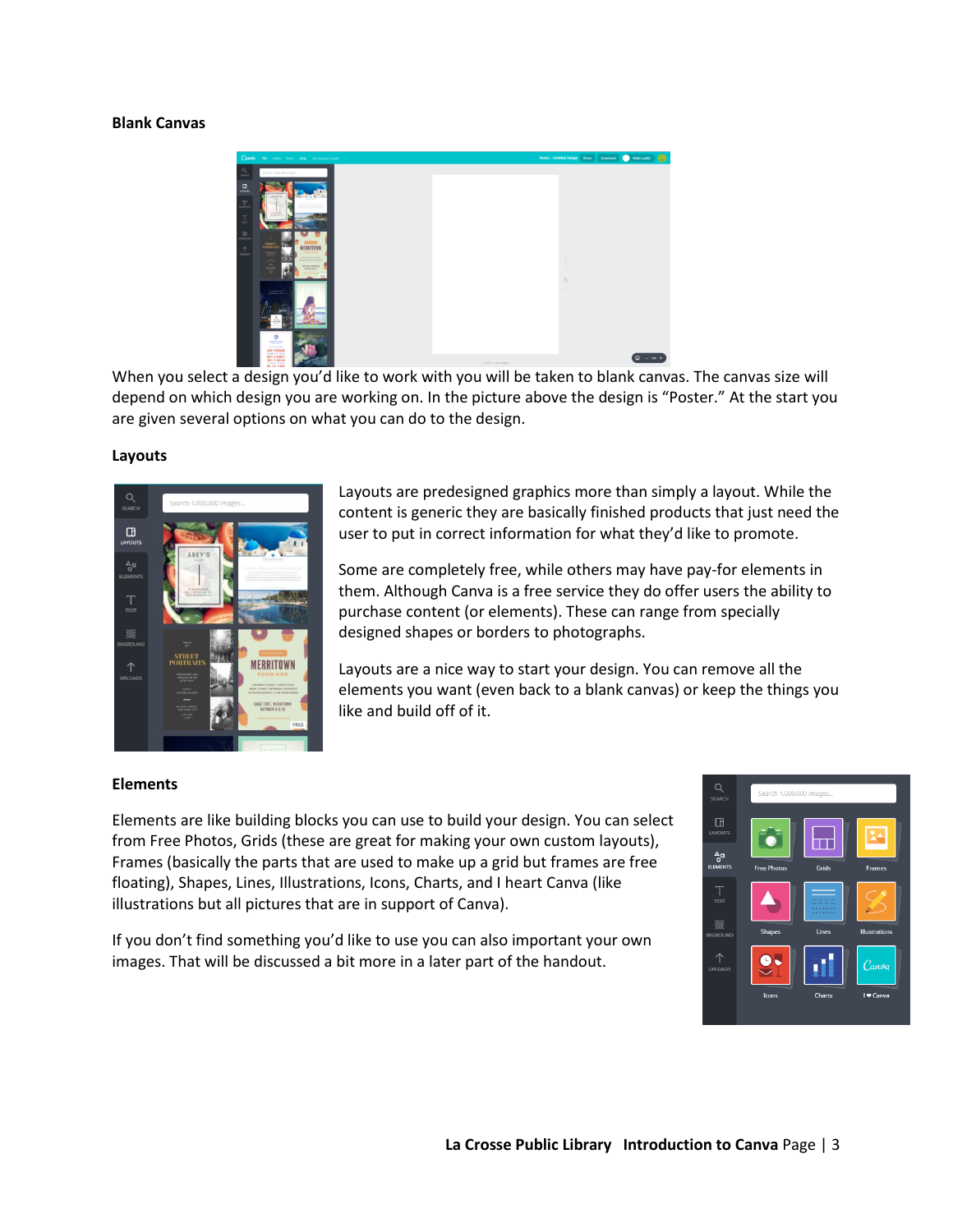**Blank Canvas**

When you select a design you'd like to work with you will be taken to blank canvas. The canvas size will depend on which design you are working on. In the picture above the design is "Poster." At the start you are given several options on what you can do to the design.

**Layouts**

Layouts are predesigned graphics more than simply a layout. While the content is generic they are basically finished products that just need the user to put in correct information for what they'd like to promote.

Some are completely free, while others may have pay-for elements in them. Although Canva is a free service they do offer users the ability to purchase content (or elements). These can range from specially designed shapes or borders to photographs.

Layouts are a nice way to start your design. You can remove all the elements you want (even back to a blank canvas) or keep the things you like and build off of it.

**Elements**

Elements are like building blocks you can use to build your design. You can select from Free Photos, Grids (these are great for making your own custom layouts), Frames (basically the parts that are used to make up a grid but frames are free floating), Shapes, Lines, Illustrations, Icons, Charts, and I heart Canva (like illustrations but all pictures that are in support of Canva).

If you don't find something you'd like to use you can also important your own images. That will be discussed a bit more in a later part of the handout.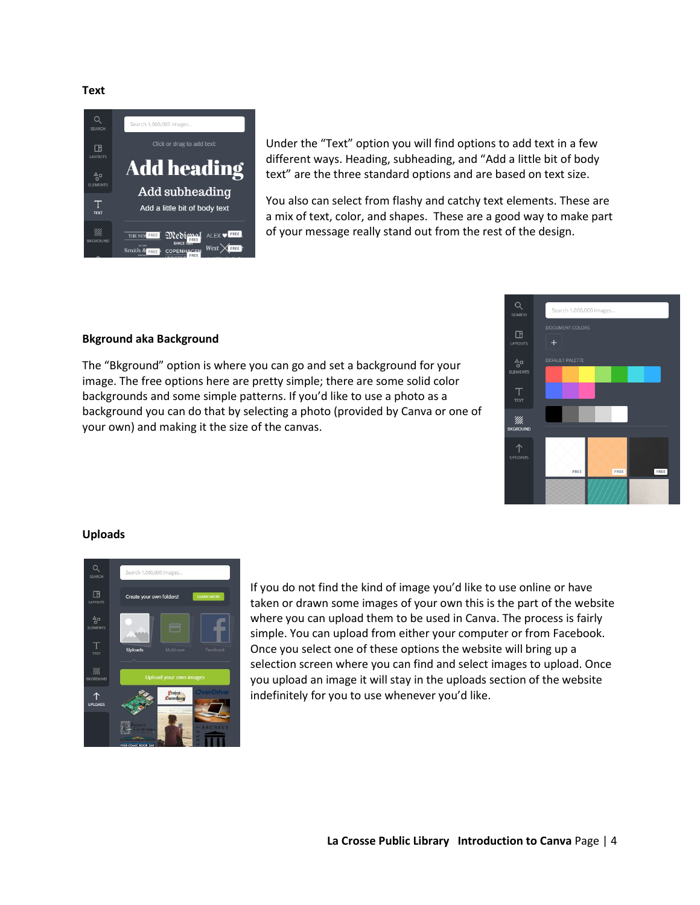## Text

Under the “Text” option you will find options to add text in a few different ways. Heading, subheading, and “Add a little bit of body text” are the three standard options and are based on text size.

You also can select from flashy and catchy text elements. These are a mix of text, color, and shapes. These are a good way to make part of your message really stand out from the rest of the design.

## Bkground aka Background

The “Bkground” option is where you can go and set a background for your image. The free options here are pretty simple; there are some solid color backgrounds and some simple patterns. If you’d like to use a photo as a background you can do that by selecting a photo (provided by Canva or one of your own) and making it the size of the canvas.

## Uploads

If you do not find the kind of image you’d like to use online or have taken or drawn some images of your own this is the part of the website where you can upload them to be used in Canva. The process is fairly simple. You can upload from either your computer or from Facebook. Once you select one of these options the website will bring up a selection screen where you can find and select images to upload. Once you upload an image it will stay in the uploads section of the website indefinitely for you to use whenever you’d like.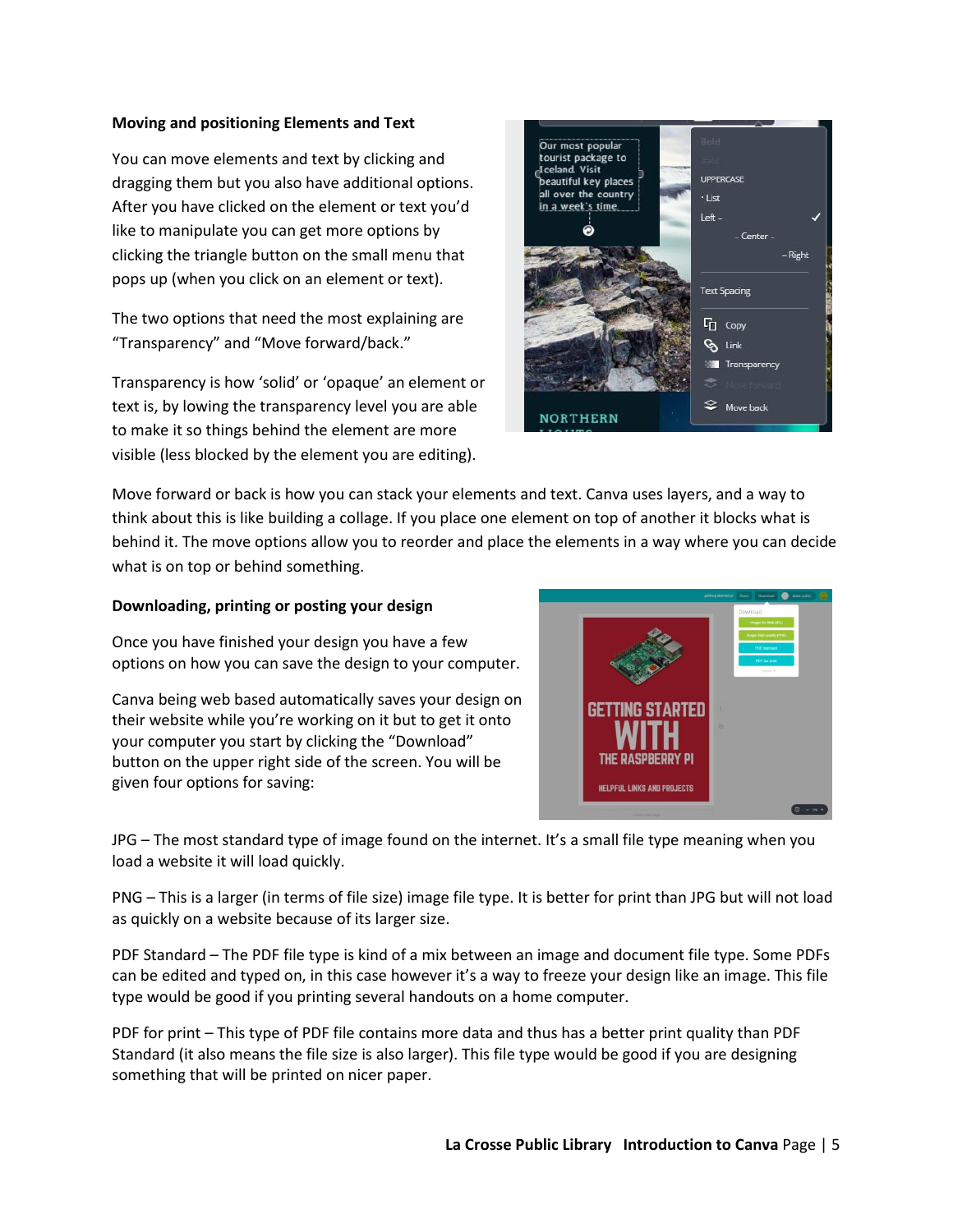**Moving and positioning Elements and Text**

You can move elements and text by clicking and dragging them but you also have additional options. After you have clicked on the element or text you'd like to manipulate you can get more options by clicking the triangle button on the small menu that pops up (when you click on an element or text).

The two options that need the most explaining are "Transparency" and "Move forward/back."

Transparency is how 'solid' or 'opaque' an element or text is, by lowing the transparency level you are able to make it so things behind the element are more visible (less blocked by the element you are editing).

Move forward or back is how you can stack your elements and text. Canva uses layers, and a way to think about this is like building a collage. If you place one element on top of another it blocks what is behind it. The move options allow you to reorder and place the elements in a way where you can decide what is on top or behind something.

**Downloading, printing or posting your design**

Once you have finished your design you have a few options on how you can save the design to your computer.

Canva being web based automatically saves your design on their website while you're working on it but to get it onto your computer you start by clicking the "Download" button on the upper right side of the screen. You will be given four options for saving:

JPG – The most standard type of image found on the internet. It's a small file type meaning when you load a website it will load quickly.

PNG – This is a larger (in terms of file size) image file type. It is better for print than JPG but will not load as quickly on a website because of its larger size.

PDF Standard – The PDF file type is kind of a mix between an image and document file type. Some PDFs can be edited and typed on, in this case however it's a way to freeze your design like an image. This file type would be good if you printing several handouts on a home computer.

PDF for print – This type of PDF file contains more data and thus has a better print quality than PDF Standard (it also means the file size is also larger). This file type would be good if you are designing something that will be printed on nicer paper.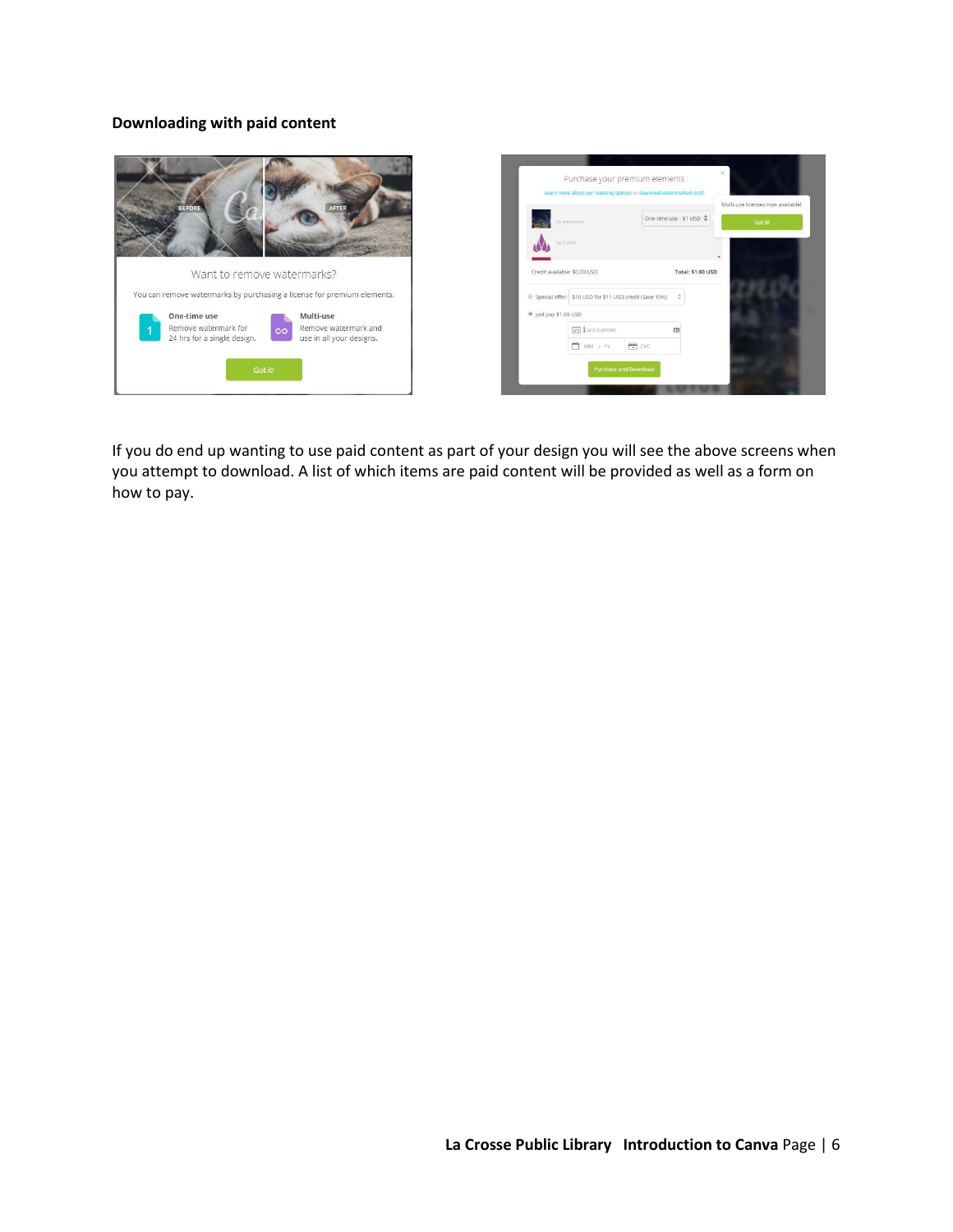**Downloading with paid content**

If you do end up wanting to use paid content as part of your design you will see the above screens when you attempt to download. A list of which items are paid content will be provided as well as a form on how to pay.